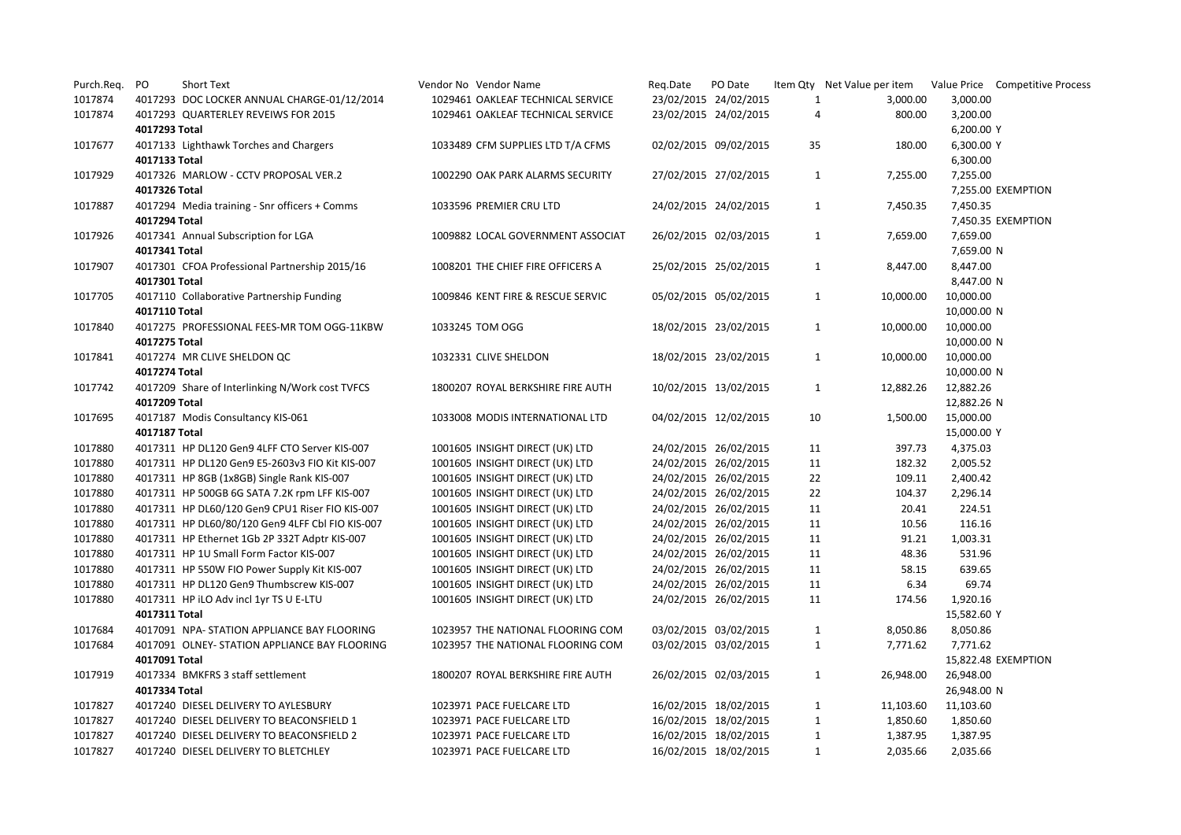| Purch.Req. | PO | Short Text | Vendor No | Vendor Name | Req.Date | PO Date | Item Qty | Net Value per item | Value Price | Competitive Process |
|---|---|---|---|---|---|---|---|---|---|---|
| 1017874 | 4017293 | DOC LOCKER ANNUAL CHARGE-01/12/2014 | 1029461 | OAKLEAF TECHNICAL SERVICE | 23/02/2015 | 24/02/2015 | 1 | 3,000.00 | 3,000.00 | |
| 1017874 | 4017293 | QUARTERLEY REVEIWS FOR 2015 | 1029461 | OAKLEAF TECHNICAL SERVICE | 23/02/2015 | 24/02/2015 | 4 | 800.00 | 3,200.00 | |
| | 4017293 Total | | | | | | | | 6,200.00 | Y |
| 1017677 | 4017133 | Lighthawk Torches and Chargers | 1033489 | CFM SUPPLIES LTD T/A CFMS | 02/02/2015 | 09/02/2015 | 35 | 180.00 | 6,300.00 | Y |
| | 4017133 Total | | | | | | | | 6,300.00 | |
| 1017929 | 4017326 | MARLOW - CCTV PROPOSAL VER.2 | 1002290 | OAK PARK ALARMS SECURITY | 27/02/2015 | 27/02/2015 | 1 | 7,255.00 | 7,255.00 | |
| | 4017326 Total | | | | | | | | 7,255.00 | EXEMPTION |
| 1017887 | 4017294 | Media training - Snr officers + Comms | 1033596 | PREMIER CRU LTD | 24/02/2015 | 24/02/2015 | 1 | 7,450.35 | 7,450.35 | |
| | 4017294 Total | | | | | | | | 7,450.35 | EXEMPTION |
| 1017926 | 4017341 | Annual Subscription for LGA | 1009882 | LOCAL GOVERNMENT ASSOCIAT | 26/02/2015 | 02/03/2015 | 1 | 7,659.00 | 7,659.00 | |
| | 4017341 Total | | | | | | | | 7,659.00 | N |
| 1017907 | 4017301 | CFOA Professional Partnership 2015/16 | 1008201 | THE CHIEF FIRE OFFICERS A | 25/02/2015 | 25/02/2015 | 1 | 8,447.00 | 8,447.00 | |
| | 4017301 Total | | | | | | | | 8,447.00 | N |
| 1017705 | 4017110 | Collaborative Partnership Funding | 1009846 | KENT FIRE & RESCUE SERVIC | 05/02/2015 | 05/02/2015 | 1 | 10,000.00 | 10,000.00 | |
| | 4017110 Total | | | | | | | | 10,000.00 | N |
| 1017840 | 4017275 | PROFESSIONAL FEES-MR TOM OGG-11KBW | 1033245 | TOM OGG | 18/02/2015 | 23/02/2015 | 1 | 10,000.00 | 10,000.00 | |
| | 4017275 Total | | | | | | | | 10,000.00 | N |
| 1017841 | 4017274 | MR CLIVE SHELDON QC | 1032331 | CLIVE SHELDON | 18/02/2015 | 23/02/2015 | 1 | 10,000.00 | 10,000.00 | |
| | 4017274 Total | | | | | | | | 10,000.00 | N |
| 1017742 | 4017209 | Share of Interlinking N/Work cost TVFCS | 1800207 | ROYAL BERKSHIRE FIRE AUTH | 10/02/2015 | 13/02/2015 | 1 | 12,882.26 | 12,882.26 | |
| | 4017209 Total | | | | | | | | 12,882.26 | N |
| 1017695 | 4017187 | Modis Consultancy KIS-061 | 1033008 | MODIS INTERNATIONAL LTD | 04/02/2015 | 12/02/2015 | 10 | 1,500.00 | 15,000.00 | |
| | 4017187 Total | | | | | | | | 15,000.00 | Y |
| 1017880 | 4017311 | HP DL120 Gen9 4LFF CTO Server KIS-007 | 1001605 | INSIGHT DIRECT (UK) LTD | 24/02/2015 | 26/02/2015 | 11 | 397.73 | 4,375.03 | |
| 1017880 | 4017311 | HP DL120 Gen9 E5-2603v3 FIO Kit KIS-007 | 1001605 | INSIGHT DIRECT (UK) LTD | 24/02/2015 | 26/02/2015 | 11 | 182.32 | 2,005.52 | |
| 1017880 | 4017311 | HP 8GB (1x8GB) Single Rank KIS-007 | 1001605 | INSIGHT DIRECT (UK) LTD | 24/02/2015 | 26/02/2015 | 22 | 109.11 | 2,400.42 | |
| 1017880 | 4017311 | HP 500GB 6G SATA 7.2K rpm LFF KIS-007 | 1001605 | INSIGHT DIRECT (UK) LTD | 24/02/2015 | 26/02/2015 | 22 | 104.37 | 2,296.14 | |
| 1017880 | 4017311 | HP DL60/120 Gen9 CPU1 Riser FIO KIS-007 | 1001605 | INSIGHT DIRECT (UK) LTD | 24/02/2015 | 26/02/2015 | 11 | 20.41 | 224.51 | |
| 1017880 | 4017311 | HP DL60/80/120 Gen9 4LFF Cbl FIO KIS-007 | 1001605 | INSIGHT DIRECT (UK) LTD | 24/02/2015 | 26/02/2015 | 11 | 10.56 | 116.16 | |
| 1017880 | 4017311 | HP Ethernet 1Gb 2P 332T Adptr KIS-007 | 1001605 | INSIGHT DIRECT (UK) LTD | 24/02/2015 | 26/02/2015 | 11 | 91.21 | 1,003.31 | |
| 1017880 | 4017311 | HP 1U Small Form Factor KIS-007 | 1001605 | INSIGHT DIRECT (UK) LTD | 24/02/2015 | 26/02/2015 | 11 | 48.36 | 531.96 | |
| 1017880 | 4017311 | HP 550W FIO Power Supply Kit KIS-007 | 1001605 | INSIGHT DIRECT (UK) LTD | 24/02/2015 | 26/02/2015 | 11 | 58.15 | 639.65 | |
| 1017880 | 4017311 | HP DL120 Gen9 Thumbscrew KIS-007 | 1001605 | INSIGHT DIRECT (UK) LTD | 24/02/2015 | 26/02/2015 | 11 | 6.34 | 69.74 | |
| 1017880 | 4017311 | HP iLO Adv incl 1yr TS U E-LTU | 1001605 | INSIGHT DIRECT (UK) LTD | 24/02/2015 | 26/02/2015 | 11 | 174.56 | 1,920.16 | |
| | 4017311 Total | | | | | | | | 15,582.60 | Y |
| 1017684 | 4017091 | NPA- STATION APPLIANCE BAY FLOORING | 1023957 | THE NATIONAL FLOORING COM | 03/02/2015 | 03/02/2015 | 1 | 8,050.86 | 8,050.86 | |
| 1017684 | 4017091 | OLNEY- STATION APPLIANCE BAY FLOORING | 1023957 | THE NATIONAL FLOORING COM | 03/02/2015 | 03/02/2015 | 1 | 7,771.62 | 7,771.62 | |
| | 4017091 Total | | | | | | | | 15,822.48 | EXEMPTION |
| 1017919 | 4017334 | BMKFRS 3 staff settlement | 1800207 | ROYAL BERKSHIRE FIRE AUTH | 26/02/2015 | 02/03/2015 | 1 | 26,948.00 | 26,948.00 | |
| | 4017334 Total | | | | | | | | 26,948.00 | N |
| 1017827 | 4017240 | DIESEL DELIVERY TO AYLESBURY | 1023971 | PACE FUELCARE LTD | 16/02/2015 | 18/02/2015 | 1 | 11,103.60 | 11,103.60 | |
| 1017827 | 4017240 | DIESEL DELIVERY TO BEACONSFIELD 1 | 1023971 | PACE FUELCARE LTD | 16/02/2015 | 18/02/2015 | 1 | 1,850.60 | 1,850.60 | |
| 1017827 | 4017240 | DIESEL DELIVERY TO BEACONSFIELD 2 | 1023971 | PACE FUELCARE LTD | 16/02/2015 | 18/02/2015 | 1 | 1,387.95 | 1,387.95 | |
| 1017827 | 4017240 | DIESEL DELIVERY TO BLETCHLEY | 1023971 | PACE FUELCARE LTD | 16/02/2015 | 18/02/2015 | 1 | 2,035.66 | 2,035.66 | |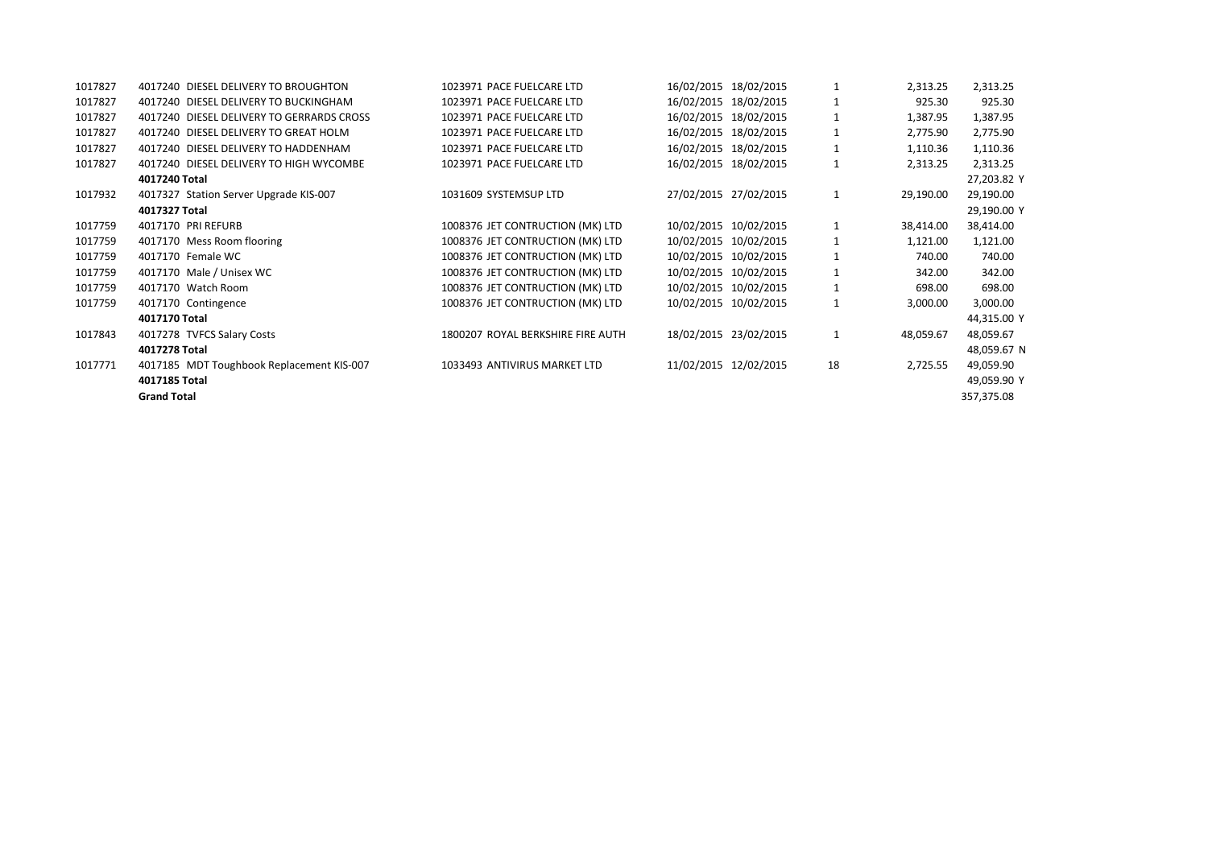| | | | | | | | | |
|---|---|---|---|---|---|---|---|---|
| 1017827 | 4017240 DIESEL DELIVERY TO BROUGHTON | 1023971 PACE FUELCARE LTD | 16/02/2015 | 18/02/2015 | 1 | 2,313.25 | 2,313.25 | |
| 1017827 | 4017240 DIESEL DELIVERY TO BUCKINGHAM | 1023971 PACE FUELCARE LTD | 16/02/2015 | 18/02/2015 | 1 | 925.30 | 925.30 | |
| 1017827 | 4017240 DIESEL DELIVERY TO GERRARDS CROSS | 1023971 PACE FUELCARE LTD | 16/02/2015 | 18/02/2015 | 1 | 1,387.95 | 1,387.95 | |
| 1017827 | 4017240 DIESEL DELIVERY TO GREAT HOLM | 1023971 PACE FUELCARE LTD | 16/02/2015 | 18/02/2015 | 1 | 2,775.90 | 2,775.90 | |
| 1017827 | 4017240 DIESEL DELIVERY TO HADDENHAM | 1023971 PACE FUELCARE LTD | 16/02/2015 | 18/02/2015 | 1 | 1,110.36 | 1,110.36 | |
| 1017827 | 4017240 DIESEL DELIVERY TO HIGH WYCOMBE | 1023971 PACE FUELCARE LTD | 16/02/2015 | 18/02/2015 | 1 | 2,313.25 | 2,313.25 | |
| | **4017240 Total** | | | | | | 27,203.82 | Y |
| 1017932 | 4017327 Station Server Upgrade KIS-007 | 1031609 SYSTEMSUP LTD | 27/02/2015 | 27/02/2015 | 1 | 29,190.00 | 29,190.00 | |
| | **4017327 Total** | | | | | | 29,190.00 | Y |
| 1017759 | 4017170 PRI REFURB | 1008376 JET CONTRUCTION (MK) LTD | 10/02/2015 | 10/02/2015 | 1 | 38,414.00 | 38,414.00 | |
| 1017759 | 4017170 Mess Room flooring | 1008376 JET CONTRUCTION (MK) LTD | 10/02/2015 | 10/02/2015 | 1 | 1,121.00 | 1,121.00 | |
| 1017759 | 4017170 Female WC | 1008376 JET CONTRUCTION (MK) LTD | 10/02/2015 | 10/02/2015 | 1 | 740.00 | 740.00 | |
| 1017759 | 4017170 Male / Unisex WC | 1008376 JET CONTRUCTION (MK) LTD | 10/02/2015 | 10/02/2015 | 1 | 342.00 | 342.00 | |
| 1017759 | 4017170 Watch Room | 1008376 JET CONTRUCTION (MK) LTD | 10/02/2015 | 10/02/2015 | 1 | 698.00 | 698.00 | |
| 1017759 | 4017170 Contingence | 1008376 JET CONTRUCTION (MK) LTD | 10/02/2015 | 10/02/2015 | 1 | 3,000.00 | 3,000.00 | |
| | **4017170 Total** | | | | | | 44,315.00 | Y |
| 1017843 | 4017278 TVFCS Salary Costs | 1800207 ROYAL BERKSHIRE FIRE AUTH | 18/02/2015 | 23/02/2015 | 1 | 48,059.67 | 48,059.67 | |
| | **4017278 Total** | | | | | | 48,059.67 | N |
| 1017771 | 4017185 MDT Toughbook Replacement KIS-007 | 1033493 ANTIVIRUS MARKET LTD | 11/02/2015 | 12/02/2015 | 18 | 2,725.55 | 49,059.90 | |
| | **4017185 Total** | | | | | | 49,059.90 | Y |
| | **Grand Total** | | | | | | 357,375.08 | |